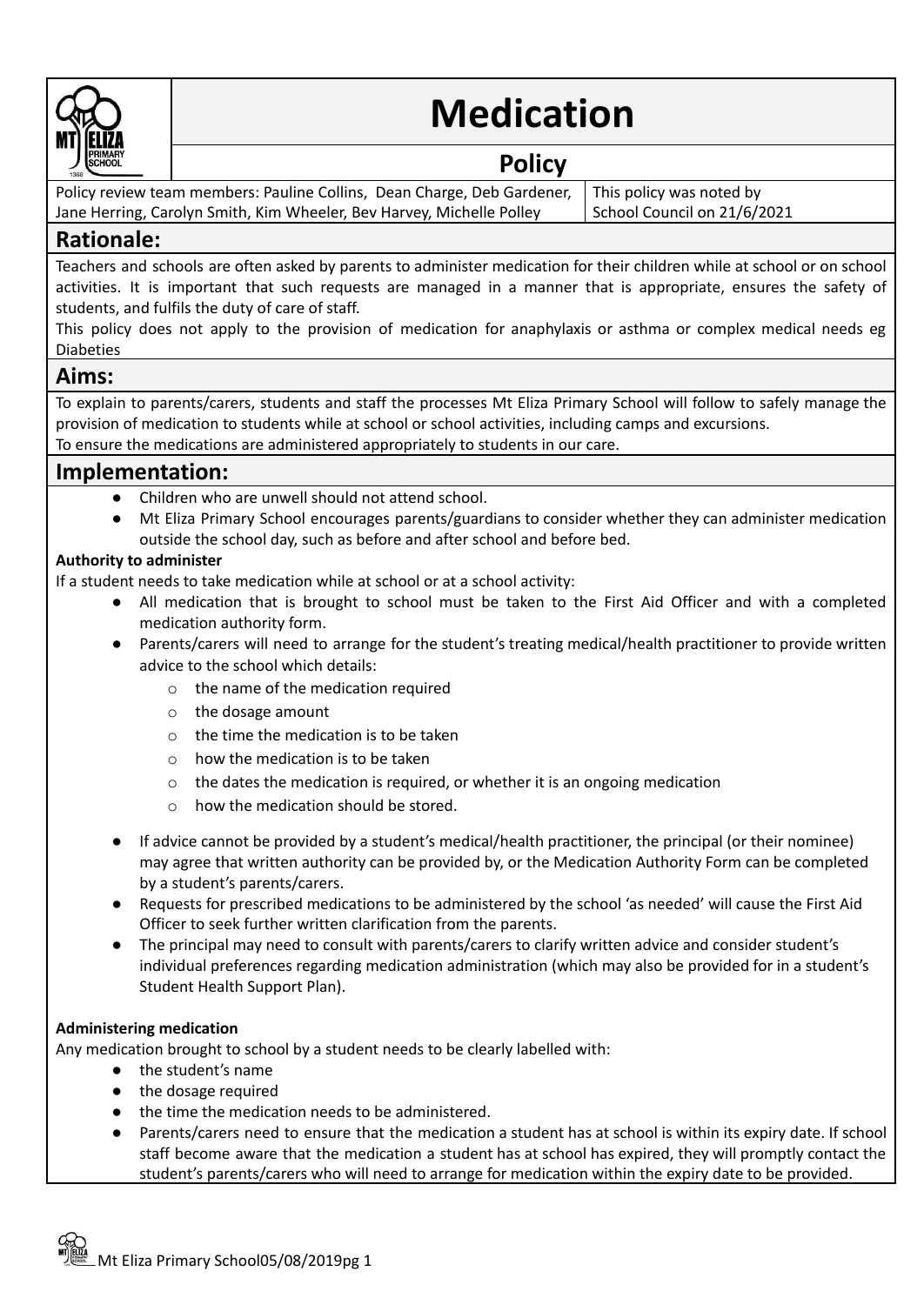# Medication

## Policy

Policy review team members: Pauline Collins, Dean Charge, Deb Gardener, Jane Herring, Carolyn Smith, Kim Wheeler, Bev Harvey, Michelle Polley

This policy was noted by School Council on 21/6/2021

## Rationale:

Teachers and schools are often asked by parents to administer medication for their children while at school or on school activities. It is important that such requests are managed in a manner that is appropriate, ensures the safety of students, and fulfils the duty of care of staff.

This policy does not apply to the provision of medication for anaphylaxis or asthma or complex medical needs eg Diabeties

## Aims:

To explain to parents/carers, students and staff the processes Mt Eliza Primary School will follow to safely manage the provision of medication to students while at school or school activities, including camps and excursions.

To ensure the medications are administered appropriately to students in our care.

## Implementation:

- Children who are unwell should not attend school.
- Mt Eliza Primary School encourages parents/guardians to consider whether they can administer medication outside the school day, such as before and after school and before bed.

**Authority to administer**

If a student needs to take medication while at school or at a school activity:

- All medication that is brought to school must be taken to the First Aid Officer and with a completed medication authority form.
- Parents/carers will need to arrange for the student's treating medical/health practitioner to provide written advice to the school which details:
  - the name of the medication required
  - the dosage amount
  - the time the medication is to be taken
  - how the medication is to be taken
  - the dates the medication is required, or whether it is an ongoing medication
  - how the medication should be stored.
- If advice cannot be provided by a student's medical/health practitioner, the principal (or their nominee) may agree that written authority can be provided by, or the Medication Authority Form can be completed by a student's parents/carers.
- Requests for prescribed medications to be administered by the school 'as needed' will cause the First Aid Officer to seek further written clarification from the parents.
- The principal may need to consult with parents/carers to clarify written advice and consider student's individual preferences regarding medication administration (which may also be provided for in a student's Student Health Support Plan).

**Administering medication**

Any medication brought to school by a student needs to be clearly labelled with:

- the student's name
- the dosage required
- the time the medication needs to be administered.
- Parents/carers need to ensure that the medication a student has at school is within its expiry date. If school staff become aware that the medication a student has at school has expired, they will promptly contact the student's parents/carers who will need to arrange for medication within the expiry date to be provided.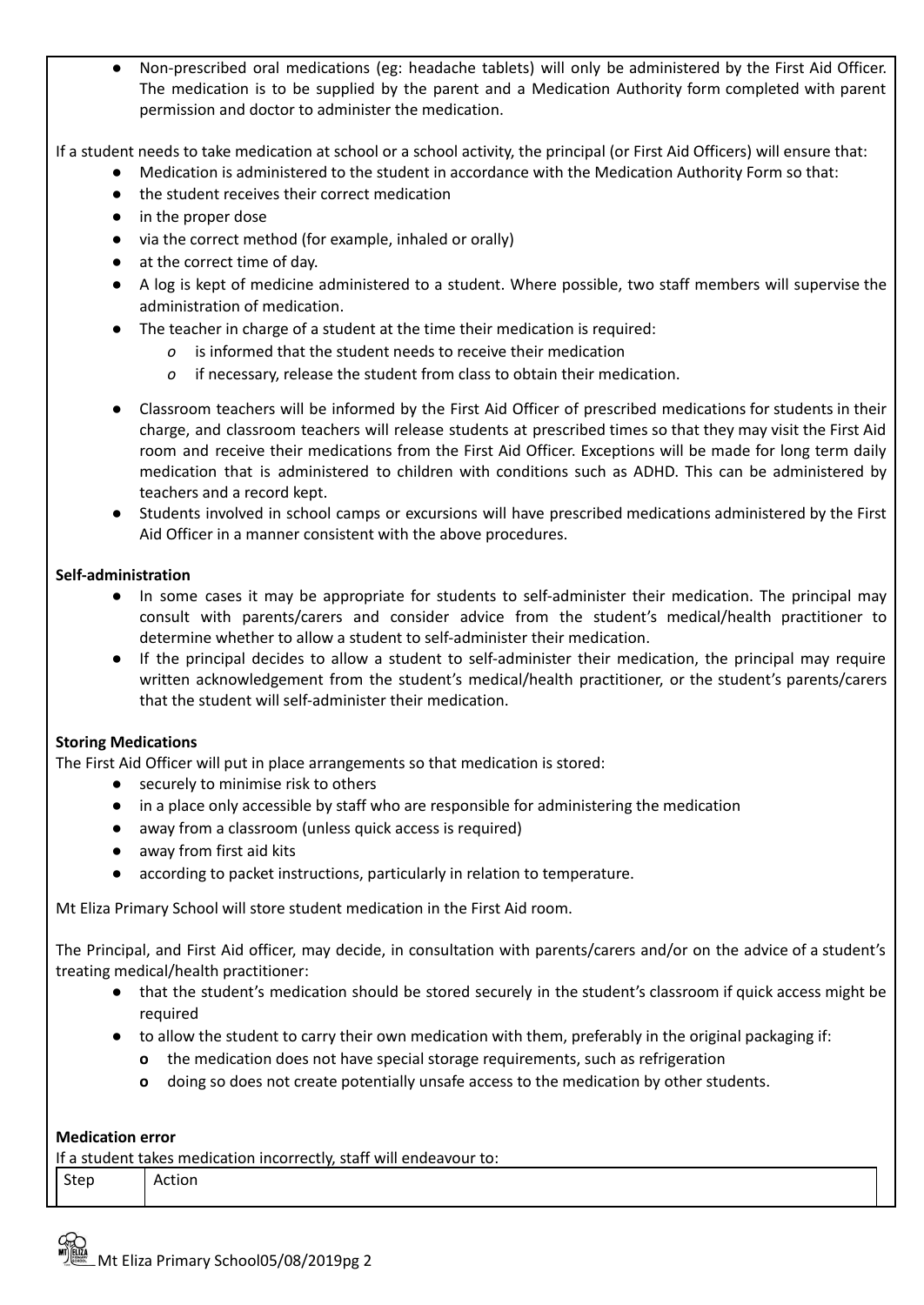- Non-prescribed oral medications (eg: headache tablets) will only be administered by the First Aid Officer. The medication is to be supplied by the parent and a Medication Authority form completed with parent permission and doctor to administer the medication.

If a student needs to take medication at school or a school activity, the principal (or First Aid Officers) will ensure that:

- Medication is administered to the student in accordance with the Medication Authority Form so that:
- the student receives their correct medication
- in the proper dose
- via the correct method (for example, inhaled or orally)
- at the correct time of day.
- A log is kept of medicine administered to a student. Where possible, two staff members will supervise the administration of medication.
- The teacher in charge of a student at the time their medication is required:
  - is informed that the student needs to receive their medication
  - if necessary, release the student from class to obtain their medication.
- Classroom teachers will be informed by the First Aid Officer of prescribed medications for students in their charge, and classroom teachers will release students at prescribed times so that they may visit the First Aid room and receive their medications from the First Aid Officer. Exceptions will be made for long term daily medication that is administered to children with conditions such as ADHD. This can be administered by teachers and a record kept.
- Students involved in school camps or excursions will have prescribed medications administered by the First Aid Officer in a manner consistent with the above procedures.

**Self-administration**

- In some cases it may be appropriate for students to self-administer their medication. The principal may consult with parents/carers and consider advice from the student's medical/health practitioner to determine whether to allow a student to self-administer their medication.
- If the principal decides to allow a student to self-administer their medication, the principal may require written acknowledgement from the student's medical/health practitioner, or the student's parents/carers that the student will self-administer their medication.

**Storing Medications**

The First Aid Officer will put in place arrangements so that medication is stored:

- securely to minimise risk to others
- in a place only accessible by staff who are responsible for administering the medication
- away from a classroom (unless quick access is required)
- away from first aid kits
- according to packet instructions, particularly in relation to temperature.

Mt Eliza Primary School will store student medication in the First Aid room.

The Principal, and First Aid officer, may decide, in consultation with parents/carers and/or on the advice of a student's treating medical/health practitioner:

- that the student's medication should be stored securely in the student's classroom if quick access might be required
- to allow the student to carry their own medication with them, preferably in the original packaging if:
  - the medication does not have special storage requirements, such as refrigeration
  - doing so does not create potentially unsafe access to the medication by other students.

**Medication error**

If a student takes medication incorrectly, staff will endeavour to:

| Step | Action |
|---|---|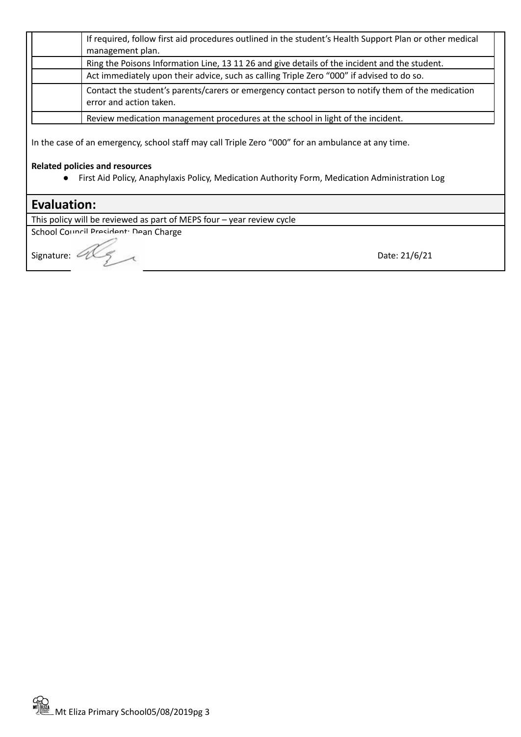| | |
|---|---|
| | If required, follow first aid procedures outlined in the student's Health Support Plan or other medical management plan. |
| | Ring the Poisons Information Line, 13 11 26 and give details of the incident and the student. |
| | Act immediately upon their advice, such as calling Triple Zero "000" if advised to do so. |
| | Contact the student's parents/carers or emergency contact person to notify them of the medication error and action taken. |
| | Review medication management procedures at the school in light of the incident. |

In the case of an emergency, school staff may call Triple Zero "000" for an ambulance at any time.

**Related policies and resources**

- First Aid Policy, Anaphylaxis Policy, Medication Authority Form, Medication Administration Log

## Evaluation:

This policy will be reviewed as part of MEPS four – year review cycle

School Council President: Dean Charge

Signature: Date: 21/6/21